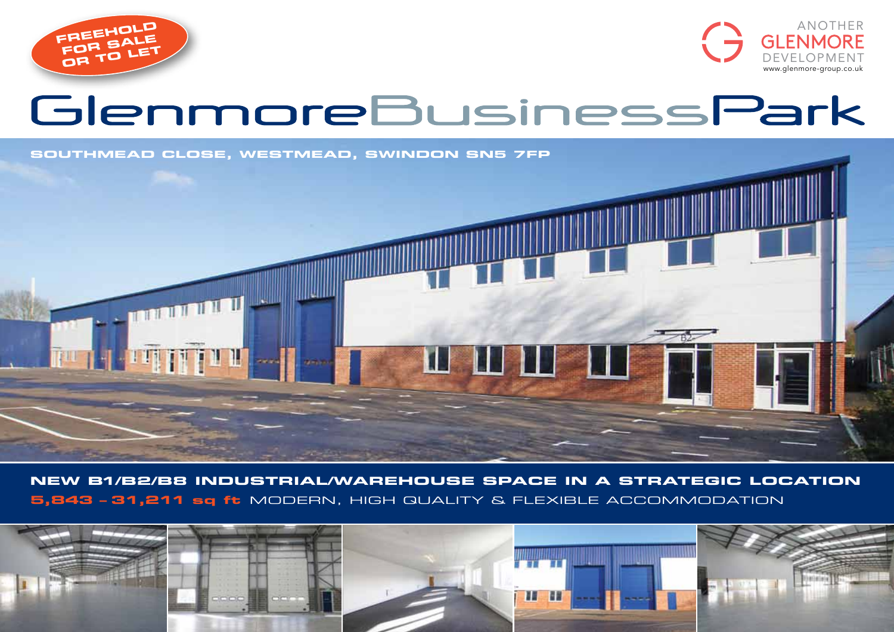FREEHOLD FOR SALE OR TO LET

ANOTHER GLENMORE DEVELOPMENT
www.glenmore-group.co.uk

# GlenmoreBusinessPark

SOUTHMEAD CLOSE, WESTMEAD, SWINDON SN5 7FP

## NEW B1/B2/B8 INDUSTRIAL/WAREHOUSE SPACE IN A STRATEGIC LOCATION

**5,843 – 31,211 sq ft** MODERN, HIGH QUALITY & FLEXIBLE ACCOMMODATION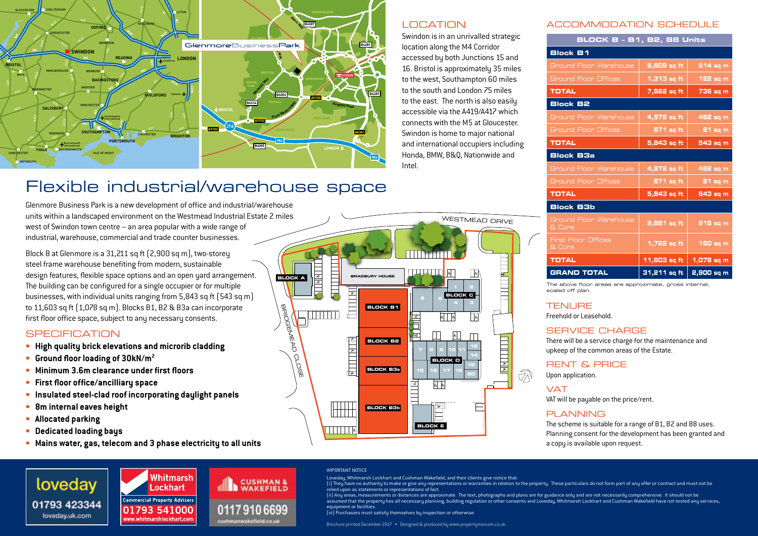# Flexible industrial/warehouse space

Glenmore Business Park is a new development of office and industrial/warehouse units within a landscaped environment on the Westmead Industrial Estate 2 miles west of Swindon town centre – an area popular with a wide range of industrial, warehouse, commercial and trade counter businesses.

Block B at Glenmore is a 31,211 sq ft (2,900 sq m), two-storey steel frame warehouse benefiting from modern, sustainable design features, flexible space options and an open yard arrangement. The building can be configured for a single occupier or for multiple businesses, with individual units ranging from 5,843 sq ft (543 sq m) to 11,603 sq ft (1,078 sq m). Blocks B1, B2 & B3a can incorporate first floor office space, subject to any necessary consents.

## SPECIFICATION

- **High quality brick elevations and microrib cladding**
- **Ground floor loading of 30kN/m$^2$**
- **Minimum 3.6m clearance under first floors**
- **First floor office/ancillary space**
- **Insulated steel-clad roof incorporating daylight panels**
- **8m internal eaves height**
- **Allocated parking**
- **Dedicated loading bays**
- **Mains water, gas, telecom and 3 phase electricity to all units**

## LOCATION

Swindon is in an unrivalled strategic location along the M4 Corridor accessed by both Junctions 15 and 16. Bristol is approximately 35 miles to the west, Southampton 60 miles to the south and London 75 miles to the east. The north is also easily accessible via the A419/A417 which connects with the M5 at Gloucester. Swindon is home to major national and international occupiers including Honda, BMW, B&Q, Nationwide and Intel.

## ACCOMMODATION SCHEDULE

| BLOCK B – B1, B2, B8 Units | | |
|---|---|---|
| **Block B1** | | |
| Ground Floor Warehouse | 6,609 sq ft | 614 sq m |
| Ground Floor Offices | 1,313 sq ft | 122 sq m |
| **TOTAL** | **7,922 sq ft** | **736 sq m** |
| **Block B2** | | |
| Ground Floor Warehouse | 4,972 sq ft | 462 sq m |
| Ground Floor Offices | 871 sq ft | 81 sq m |
| **TOTAL** | **5,843 sq ft** | **543 sq m** |
| **Block B3a** | | |
| Ground Floor Warehouse | 4,972 sq ft | 462 sq m |
| Ground Floor Offices | 871 sq ft | 81 sq m |
| **TOTAL** | **5,843 sq ft** | **543 sq m** |
| **Block B3b** | | |
| Ground Floor Warehouse & Core | 9,881 sq ft | 918 sq m |
| First Floor Offices & Core | 1,722 sq ft | 160 sq m |
| **TOTAL** | **11,603 sq ft** | **1,078 sq m** |
| **GRAND TOTAL** | **31,211 sq ft** | **2,900 sq m** |

The above floor areas are approximate, gross internal, scaled off plan.

## TENURE

Freehold or Leasehold.

## SERVICE CHARGE

There will be a service charge for the maintenance and upkeep of the common areas of the Estate.

## RENT & PRICE

Upon application.

## VAT

VAT will be payable on the price/rent.

## PLANNING

The scheme is suitable for a range of B1, B2 and B8 uses. Planning consent for the development has been granted and a copy is available upon request.

loveday
01793 423344
loveday.uk.com

Whitmarsh Lockhart
Commercial Property Advisors
01793 541000
www.whitmarshlockhart.com

CUSHMAN & WAKEFIELD
0117 910 6699
cushmanwakefield.co.uk

IMPORTANT NOTICE

Loveday, Whitmarsh Lockhart and Cushman Wakefield, and their clients give notice that:
(i) They have no authority to make or give any representations or warranties in relation to the property. These particulars do not form part of any offer or contract and must not be relied upon as statements or representations of fact.
(ii) Any areas, measurements or distances are approximate. The text, photographs and plans are for guidance only and are not necessarily comprehensive. It should not be assumed that the property has all necessary planning, building regulation or other consents and Loveday, Whitmarsh Lockhart and Cushman Wakefield have not tested any services, equipment or facilities.
(iii) Purchasers must satisfy themselves by inspection or otherwise.

Brochure printed December 2017 • Designed & produced by www.propertymarcom.co.uk